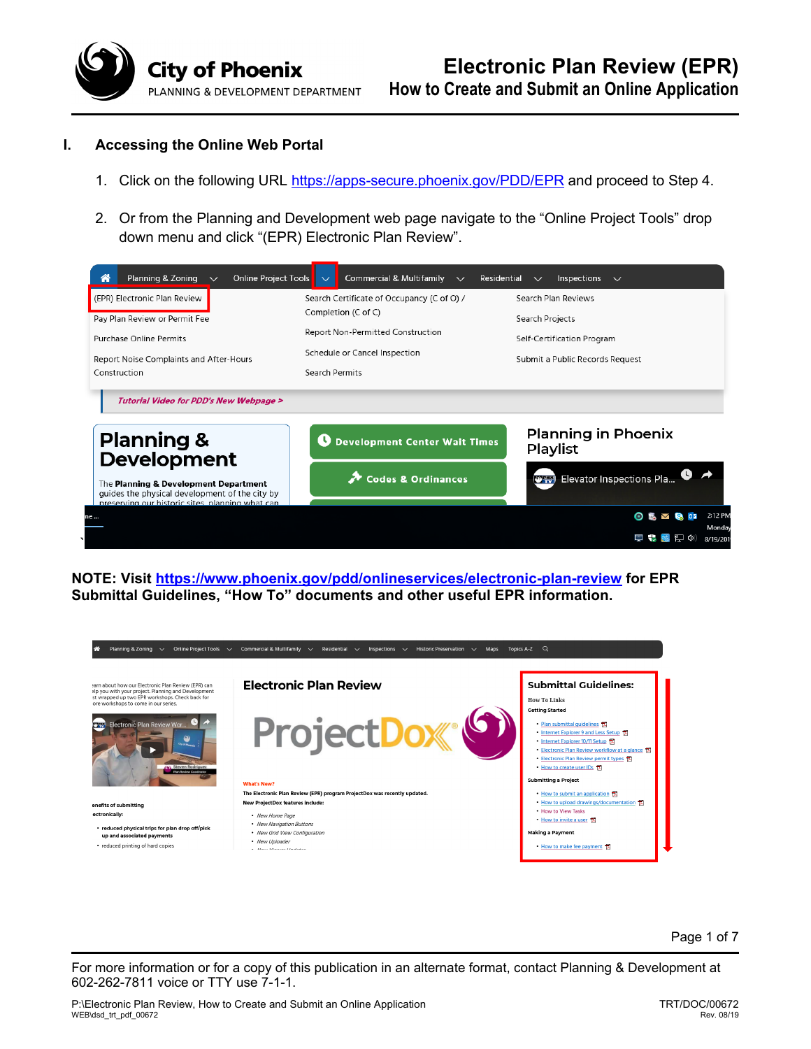# Electronic Plan Review (EPR)

## How to Create and Submit an Online Application

City of Phoenix
PLANNING & DEVELOPMENT DEPARTMENT

## I. Accessing the Online Web Portal

1. Click on the following URL https://apps-secure.phoenix.gov/PDD/EPR and proceed to Step 4.

2. Or from the Planning and Development web page navigate to the "Online Project Tools" drop down menu and click "(EPR) Electronic Plan Review".

**NOTE: Visit https://www.phoenix.gov/pdd/onlineservices/electronic-plan-review for EPR Submittal Guidelines, "How To" documents and other useful EPR information.**

For more information or for a copy of this publication in an alternate format, contact Planning & Development at 602-262-7811 voice or TTY use 7-1-1.

P:\Electronic Plan Review, How to Create and Submit an Online Application
WEB\dsd_trt_pdf_00672

TRT/DOC/00672
Rev. 08/19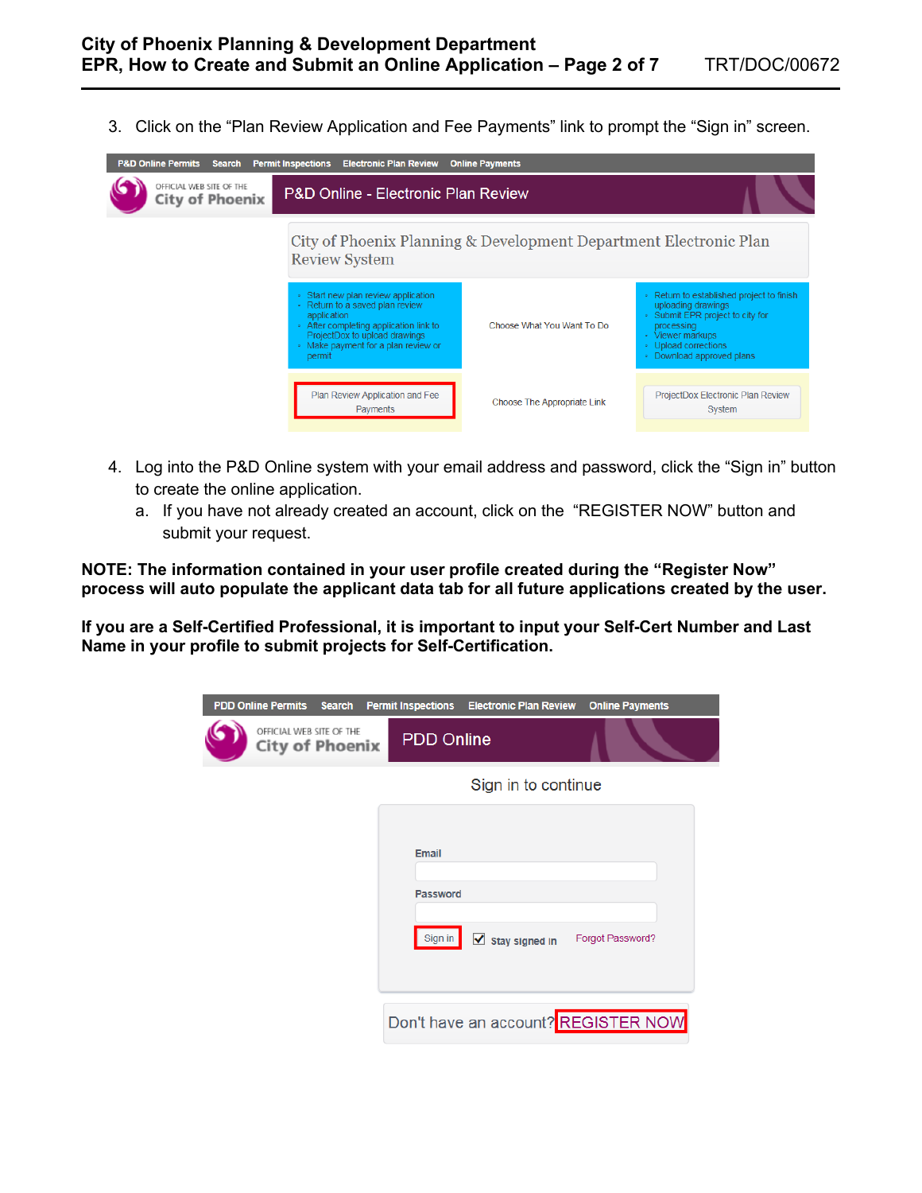3. Click on the “Plan Review Application and Fee Payments” link to prompt the “Sign in” screen.

P&D Online Permits | Search | Permit Inspections | Electronic Plan Review | Online Payments

OFFICIAL WEB SITE OF THE City of Phoenix

P&D Online - Electronic Plan Review

City of Phoenix Planning & Development Department Electronic Plan Review System

| | | |
|---|---|---|
| • Start new plan review application<br>• Return to a saved plan review application<br>• After completing application link to ProjectDox to upload drawings<br>• Make payment for a plan review or permit | Choose What You Want To Do | • Return to established project to finish uploading drawings<br>• Submit EPR project to city for processing<br>• Viewer markups<br>• Upload corrections<br>• Download approved plans |
| Plan Review Application and Fee Payments | Choose The Appropriate Link | ProjectDox Electronic Plan Review System |

4. Log into the P&D Online system with your email address and password, click the “Sign in” button to create the online application.
   a. If you have not already created an account, click on the “REGISTER NOW” button and submit your request.

**NOTE: The information contained in your user profile created during the “Register Now” process will auto populate the applicant data tab for all future applications created by the user.**

**If you are a Self-Certified Professional, it is important to input your Self-Cert Number and Last Name in your profile to submit projects for Self-Certification.**

PDD Online Permits | Search | Permit Inspections | Electronic Plan Review | Online Payments

OFFICIAL WEB SITE OF THE City of Phoenix

PDD Online

Sign in to continue

Email

Password

Sign in ☑ Stay signed in Forgot Password?

Don't have an account? REGISTER NOW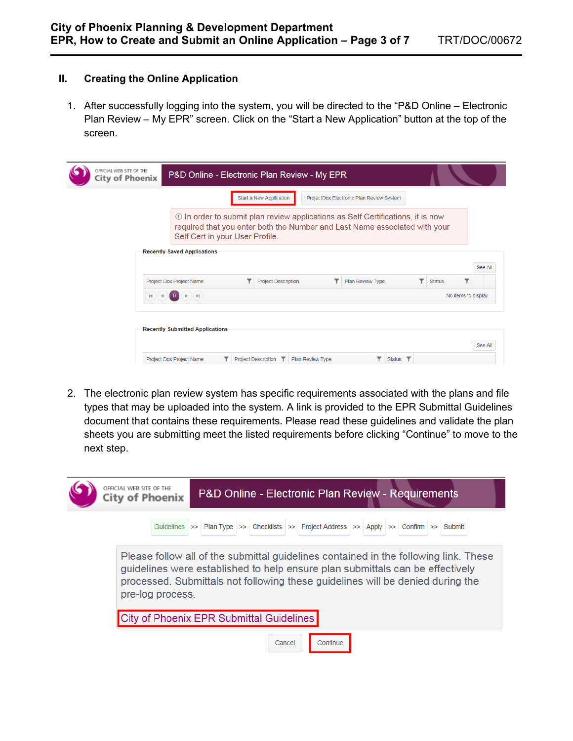## II. Creating the Online Application

1. After successfully logging into the system, you will be directed to the "P&D Online – Electronic Plan Review – My EPR" screen. Click on the "Start a New Application" button at the top of the screen.

2. The electronic plan review system has specific requirements associated with the plans and file types that may be uploaded into the system. A link is provided to the EPR Submittal Guidelines document that contains these requirements. Please read these guidelines and validate the plan sheets you are submitting meet the listed requirements before clicking "Continue" to move to the next step.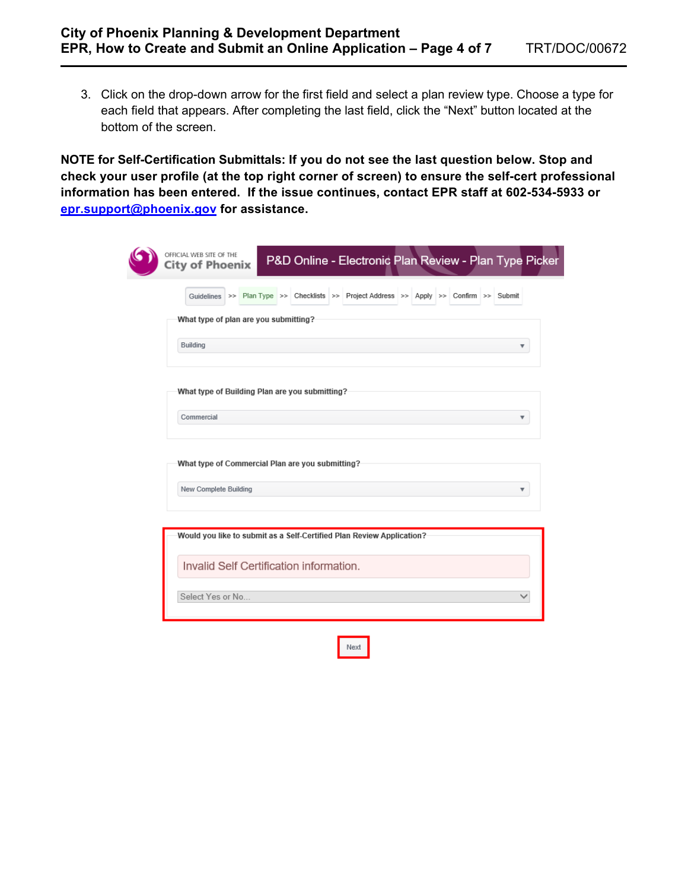3. Click on the drop-down arrow for the first field and select a plan review type. Choose a type for each field that appears. After completing the last field, click the "Next" button located at the bottom of the screen.

**NOTE for Self-Certification Submittals: If you do not see the last question below. Stop and check your user profile (at the top right corner of screen) to ensure the self-cert professional information has been entered. If the issue continues, contact EPR staff at 602-534-5933 or [epr.support@phoenix.gov](mailto:epr.support@phoenix.gov) for assistance.**

OFFICIAL WEB SITE OF THE City of Phoenix

P&D Online - Electronic Plan Review - Plan Type Picker

Guidelines >> Plan Type >> Checklists >> Project Address >> Apply >> Confirm >> Submit

What type of plan are you submitting?

Building

What type of Building Plan are you submitting?

Commercial

What type of Commercial Plan are you submitting?

New Complete Building

Would you like to submit as a Self-Certified Plan Review Application?

Invalid Self Certification information.

Select Yes or No...

Next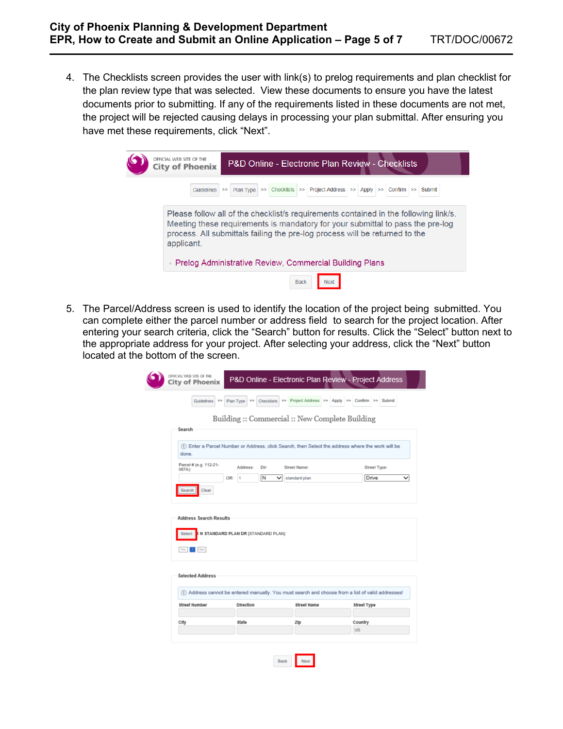4. The Checklists screen provides the user with link(s) to prelog requirements and plan checklist for the plan review type that was selected. View these documents to ensure you have the latest documents prior to submitting. If any of the requirements listed in these documents are not met, the project will be rejected causing delays in processing your plan submittal. After ensuring you have met these requirements, click "Next".

5. The Parcel/Address screen is used to identify the location of the project being submitted. You can complete either the parcel number or address field to search for the project location. After entering your search criteria, click the "Search" button for results. Click the "Select" button next to the appropriate address for your project. After selecting your address, click the "Next" button located at the bottom of the screen.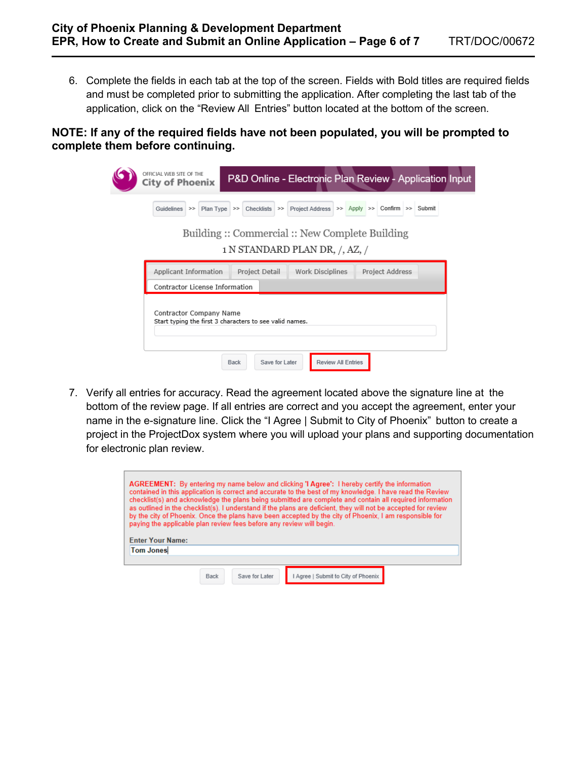6. Complete the fields in each tab at the top of the screen. Fields with Bold titles are required fields and must be completed prior to submitting the application. After completing the last tab of the application, click on the "Review All Entries" button located at the bottom of the screen.

**NOTE: If any of the required fields have not been populated, you will be prompted to complete them before continuing.**

7. Verify all entries for accuracy. Read the agreement located above the signature line at the bottom of the review page. If all entries are correct and you accept the agreement, enter your name in the e-signature line. Click the "I Agree | Submit to City of Phoenix" button to create a project in the ProjectDox system where you will upload your plans and supporting documentation for electronic plan review.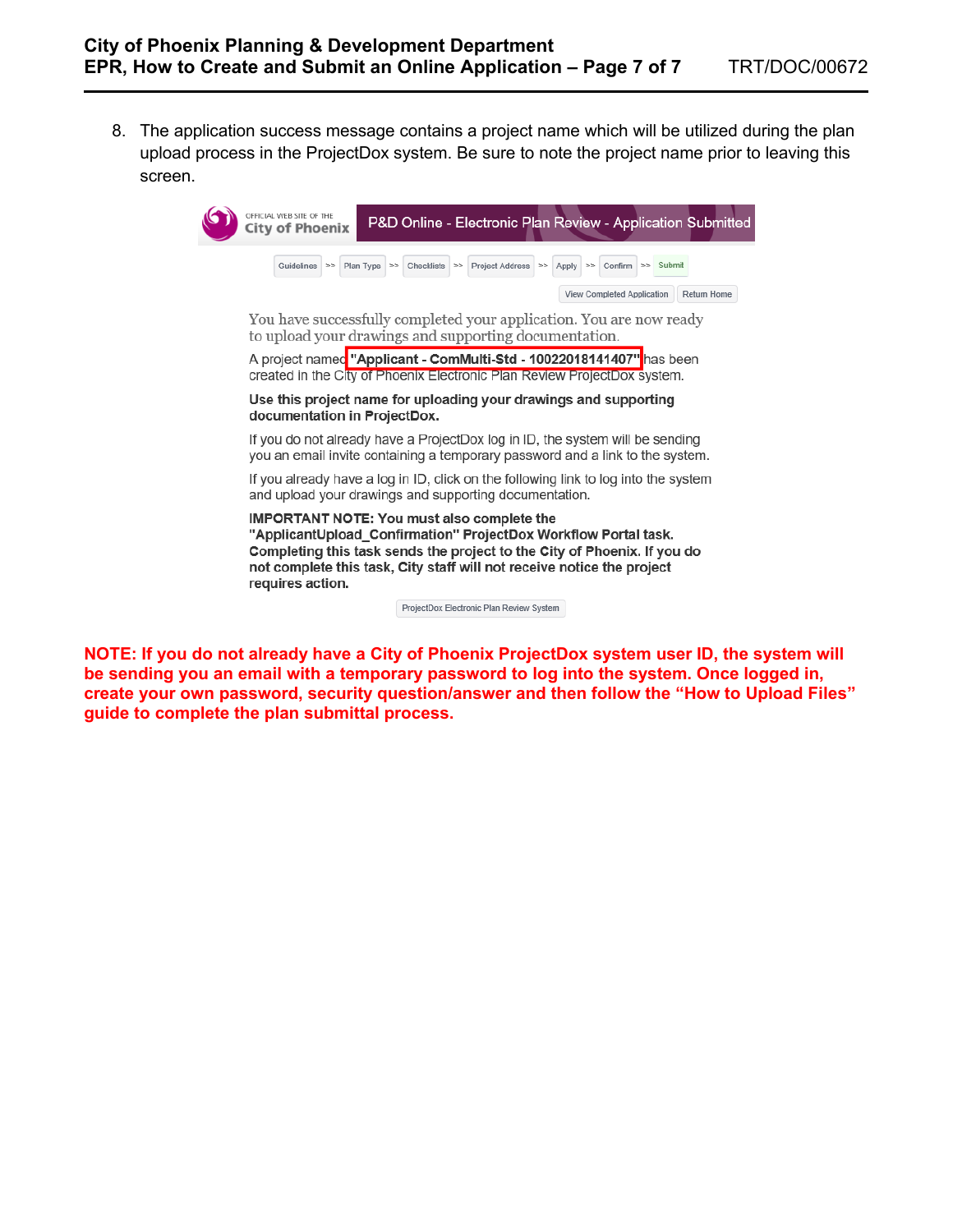8. The application success message contains a project name which will be utilized during the plan upload process in the ProjectDox system. Be sure to note the project name prior to leaving this screen.

OFFICIAL WEB SITE OF THE City of Phoenix

P&D Online - Electronic Plan Review - Application Submitted

Guidelines >> Plan Type >> Checklists >> Project Address >> Apply >> Confirm >> Submit

View Completed Application | Return Home

You have successfully completed your application. You are now ready to upload your drawings and supporting documentation.

A project named **"Applicant - ComMulti-Std - 10022018141407"** has been created in the City of Phoenix Electronic Plan Review ProjectDox system.

**Use this project name for uploading your drawings and supporting documentation in ProjectDox.**

If you do not already have a ProjectDox log in ID, the system will be sending you an email invite containing a temporary password and a link to the system.

If you already have a log in ID, click on the following link to log into the system and upload your drawings and supporting documentation.

**IMPORTANT NOTE: You must also complete the "ApplicantUpload_Confirmation" ProjectDox Workflow Portal task. Completing this task sends the project to the City of Phoenix. If you do not complete this task, City staff will not receive notice the project requires action.**

ProjectDox Electronic Plan Review System

**NOTE: If you do not already have a City of Phoenix ProjectDox system user ID, the system will be sending you an email with a temporary password to log into the system. Once logged in, create your own password, security question/answer and then follow the "How to Upload Files" guide to complete the plan submittal process.**